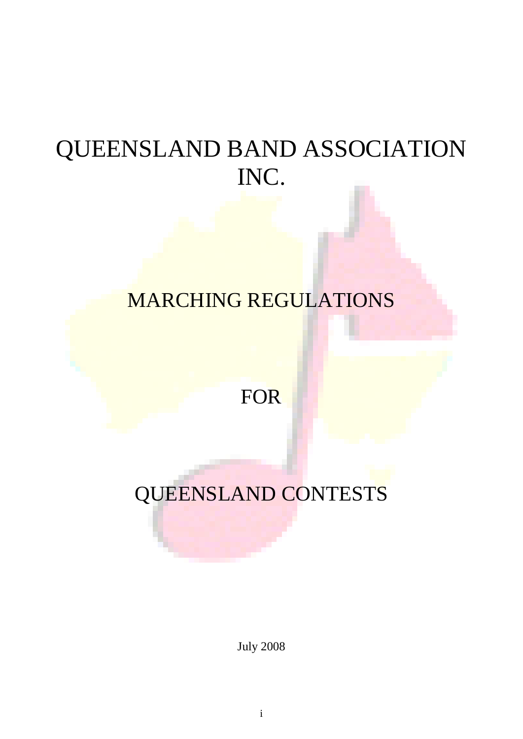# QUEENSLAND BAND ASSOCIATION INC.

## MARCHING REGULATIONS

## FOR

## QUEENSLAND CONTESTS

July 2008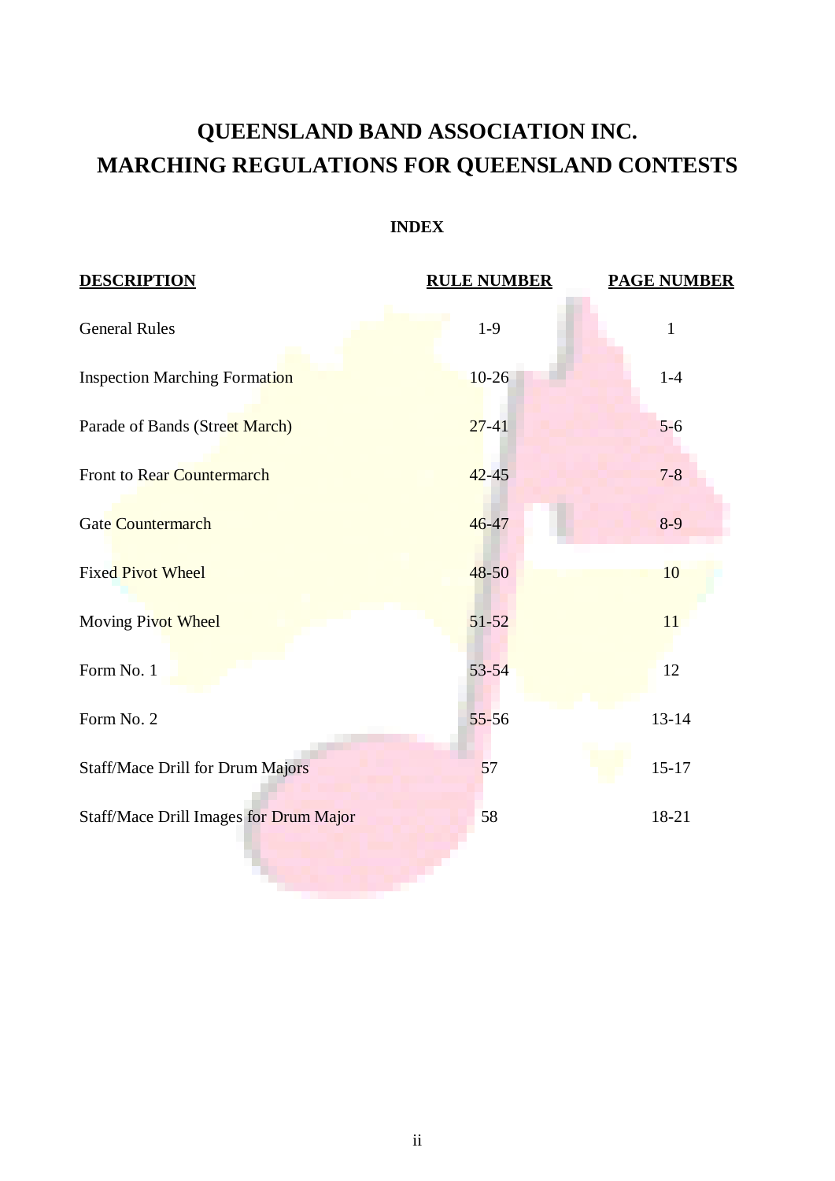# QUEENSLAND BAND ASSOCIATION INC.
# MARCHING REGULATIONS FOR QUEENSLAND CONTESTS

## INDEX

| DESCRIPTION | RULE NUMBER | PAGE NUMBER |
|---|---|---|
| General Rules | 1-9 | 1 |
| Inspection Marching Formation | 10-26 | 1-4 |
| Parade of Bands (Street March) | 27-41 | 5-6 |
| Front to Rear Countermarch | 42-45 | 7-8 |
| Gate Countermarch | 46-47 | 8-9 |
| Fixed Pivot Wheel | 48-50 | 10 |
| Moving Pivot Wheel | 51-52 | 11 |
| Form No. 1 | 53-54 | 12 |
| Form No. 2 | 55-56 | 13-14 |
| Staff/Mace Drill for Drum Majors | 57 | 15-17 |
| Staff/Mace Drill Images for Drum Major | 58 | 18-21 |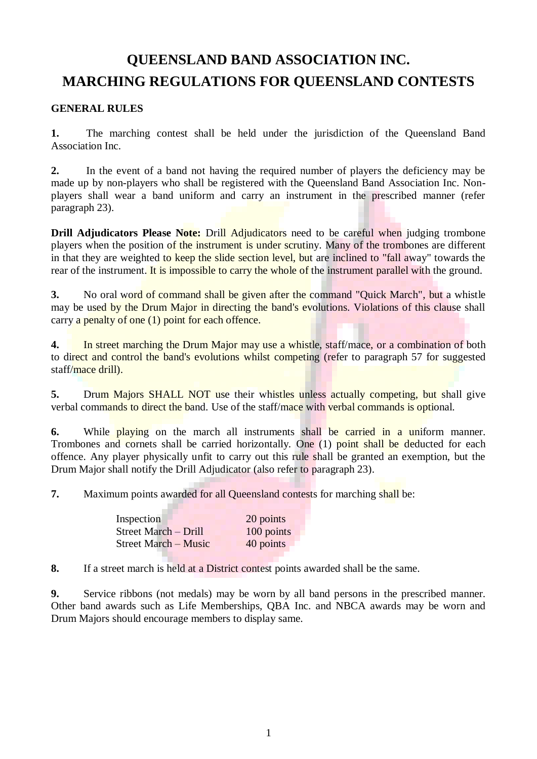# QUEENSLAND BAND ASSOCIATION INC.
# MARCHING REGULATIONS FOR QUEENSLAND CONTESTS

## GENERAL RULES

**1.** The marching contest shall be held under the jurisdiction of the Queensland Band Association Inc.

**2.** In the event of a band not having the required number of players the deficiency may be made up by non-players who shall be registered with the Queensland Band Association Inc. Non-players shall wear a band uniform and carry an instrument in the prescribed manner (refer paragraph 23).

**Drill Adjudicators Please Note:** Drill Adjudicators need to be careful when judging trombone players when the position of the instrument is under scrutiny. Many of the trombones are different in that they are weighted to keep the slide section level, but are inclined to "fall away" towards the rear of the instrument. It is impossible to carry the whole of the instrument parallel with the ground.

**3.** No oral word of command shall be given after the command "Quick March", but a whistle may be used by the Drum Major in directing the band's evolutions. Violations of this clause shall carry a penalty of one (1) point for each offence.

**4.** In street marching the Drum Major may use a whistle, staff/mace, or a combination of both to direct and control the band's evolutions whilst competing (refer to paragraph 57 for suggested staff/mace drill).

**5.** Drum Majors SHALL NOT use their whistles unless actually competing, but shall give verbal commands to direct the band. Use of the staff/mace with verbal commands is optional.

**6.** While playing on the march all instruments shall be carried in a uniform manner. Trombones and cornets shall be carried horizontally. One (1) point shall be deducted for each offence. Any player physically unfit to carry out this rule shall be granted an exemption, but the Drum Major shall notify the Drill Adjudicator (also refer to paragraph 23).

**7.** Maximum points awarded for all Queensland contests for marching shall be:

| | |
|---|---|
| Inspection | 20 points |
| Street March – Drill | 100 points |
| Street March – Music | 40 points |

**8.** If a street march is held at a District contest points awarded shall be the same.

**9.** Service ribbons (not medals) may be worn by all band persons in the prescribed manner. Other band awards such as Life Memberships, QBA Inc. and NBCA awards may be worn and Drum Majors should encourage members to display same.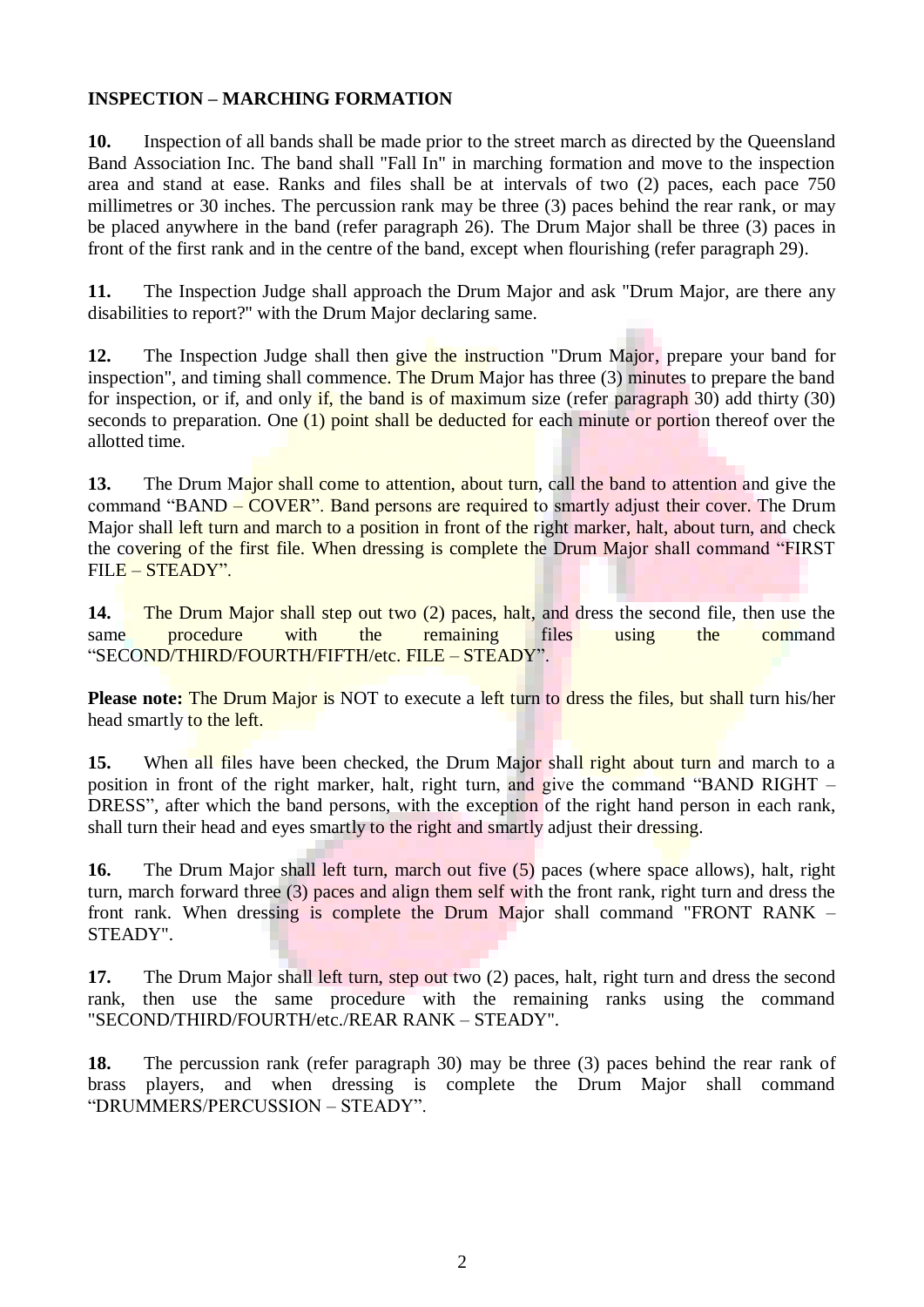**INSPECTION – MARCHING FORMATION**

**10.** Inspection of all bands shall be made prior to the street march as directed by the Queensland Band Association Inc. The band shall "Fall In" in marching formation and move to the inspection area and stand at ease. Ranks and files shall be at intervals of two (2) paces, each pace 750 millimetres or 30 inches. The percussion rank may be three (3) paces behind the rear rank, or may be placed anywhere in the band (refer paragraph 26). The Drum Major shall be three (3) paces in front of the first rank and in the centre of the band, except when flourishing (refer paragraph 29).

**11.** The Inspection Judge shall approach the Drum Major and ask "Drum Major, are there any disabilities to report?" with the Drum Major declaring same.

**12.** The Inspection Judge shall then give the instruction "Drum Major, prepare your band for inspection", and timing shall commence. The Drum Major has three (3) minutes to prepare the band for inspection, or if, and only if, the band is of maximum size (refer paragraph 30) add thirty (30) seconds to preparation. One (1) point shall be deducted for each minute or portion thereof over the allotted time.

**13.** The Drum Major shall come to attention, about turn, call the band to attention and give the command "BAND – COVER". Band persons are required to smartly adjust their cover. The Drum Major shall left turn and march to a position in front of the right marker, halt, about turn, and check the covering of the first file. When dressing is complete the Drum Major shall command "FIRST FILE – STEADY".

**14.** The Drum Major shall step out two (2) paces, halt, and dress the second file, then use the same procedure with the remaining files using the command "SECOND/THIRD/FOURTH/FIFTH/etc. FILE – STEADY".

**Please note:** The Drum Major is NOT to execute a left turn to dress the files, but shall turn his/her head smartly to the left.

**15.** When all files have been checked, the Drum Major shall right about turn and march to a position in front of the right marker, halt, right turn, and give the command "BAND RIGHT – DRESS", after which the band persons, with the exception of the right hand person in each rank, shall turn their head and eyes smartly to the right and smartly adjust their dressing.

**16.** The Drum Major shall left turn, march out five (5) paces (where space allows), halt, right turn, march forward three (3) paces and align them self with the front rank, right turn and dress the front rank. When dressing is complete the Drum Major shall command "FRONT RANK – STEADY".

**17.** The Drum Major shall left turn, step out two (2) paces, halt, right turn and dress the second rank, then use the same procedure with the remaining ranks using the command "SECOND/THIRD/FOURTH/etc./REAR RANK – STEADY".

**18.** The percussion rank (refer paragraph 30) may be three (3) paces behind the rear rank of brass players, and when dressing is complete the Drum Major shall command "DRUMMERS/PERCUSSION – STEADY".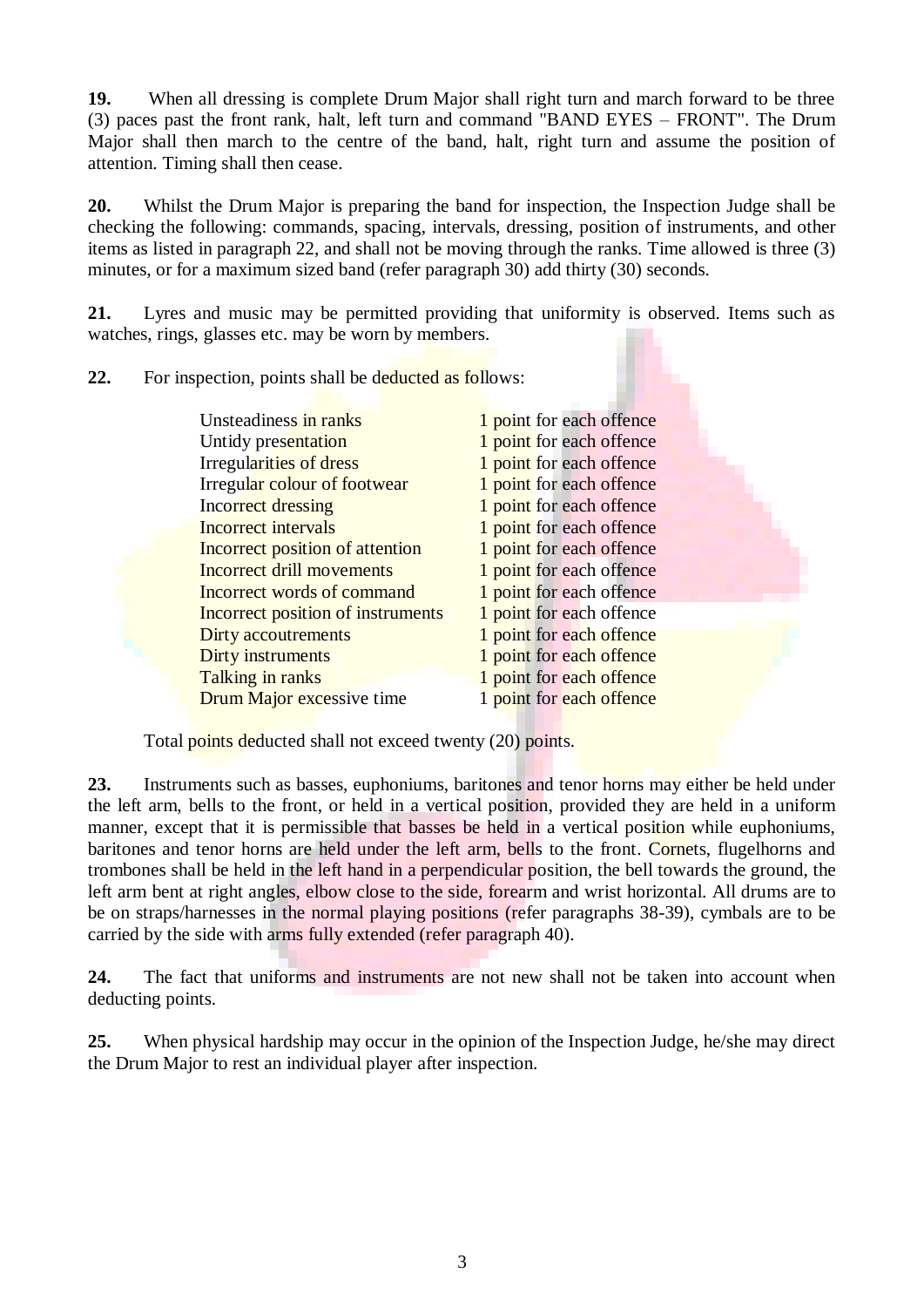**19.** When all dressing is complete Drum Major shall right turn and march forward to be three (3) paces past the front rank, halt, left turn and command "BAND EYES – FRONT". The Drum Major shall then march to the centre of the band, halt, right turn and assume the position of attention. Timing shall then cease.

**20.** Whilst the Drum Major is preparing the band for inspection, the Inspection Judge shall be checking the following: commands, spacing, intervals, dressing, position of instruments, and other items as listed in paragraph 22, and shall not be moving through the ranks. Time allowed is three (3) minutes, or for a maximum sized band (refer paragraph 30) add thirty (30) seconds.

**21.** Lyres and music may be permitted providing that uniformity is observed. Items such as watches, rings, glasses etc. may be worn by members.

**22.** For inspection, points shall be deducted as follows:

| | |
|---|---|
| Unsteadiness in ranks | 1 point for each offence |
| Untidy presentation | 1 point for each offence |
| Irregularities of dress | 1 point for each offence |
| Irregular colour of footwear | 1 point for each offence |
| Incorrect dressing | 1 point for each offence |
| Incorrect intervals | 1 point for each offence |
| Incorrect position of attention | 1 point for each offence |
| Incorrect drill movements | 1 point for each offence |
| Incorrect words of command | 1 point for each offence |
| Incorrect position of instruments | 1 point for each offence |
| Dirty accoutrements | 1 point for each offence |
| Dirty instruments | 1 point for each offence |
| Talking in ranks | 1 point for each offence |
| Drum Major excessive time | 1 point for each offence |

Total points deducted shall not exceed twenty (20) points.

**23.** Instruments such as basses, euphoniums, baritones and tenor horns may either be held under the left arm, bells to the front, or held in a vertical position, provided they are held in a uniform manner, except that it is permissible that basses be held in a vertical position while euphoniums, baritones and tenor horns are held under the left arm, bells to the front. Cornets, flugelhorns and trombones shall be held in the left hand in a perpendicular position, the bell towards the ground, the left arm bent at right angles, elbow close to the side, forearm and wrist horizontal. All drums are to be on straps/harnesses in the normal playing positions (refer paragraphs 38-39), cymbals are to be carried by the side with arms fully extended (refer paragraph 40).

**24.** The fact that uniforms and instruments are not new shall not be taken into account when deducting points.

**25.** When physical hardship may occur in the opinion of the Inspection Judge, he/she may direct the Drum Major to rest an individual player after inspection.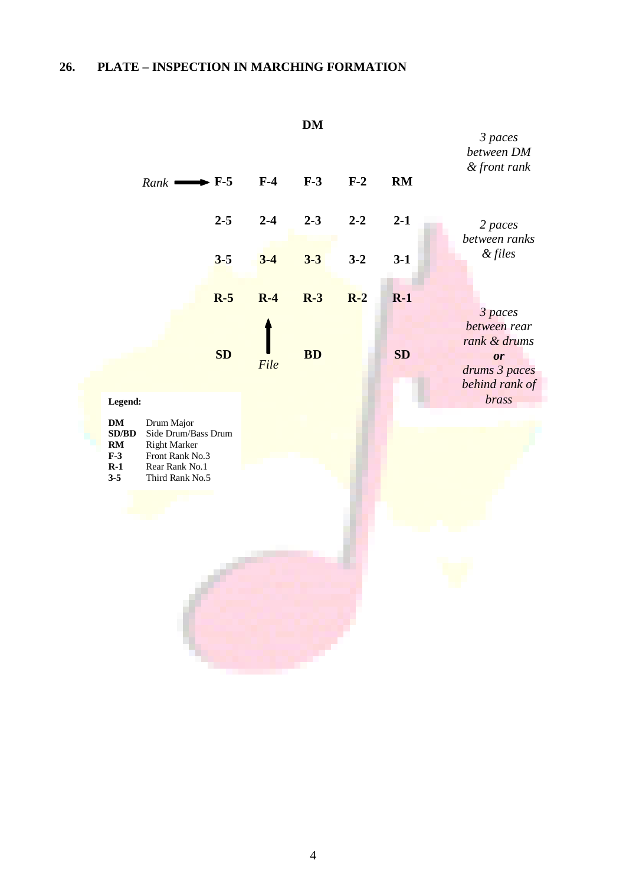## 26. PLATE – INSPECTION IN MARCHING FORMATION

| | | | DM | | | |
|---|---|---|---|---|---|---|
| | | | | | | *3 paces between DM & front rank* |
| *Rank* → | F-5 | F-4 | F-3 | F-2 | RM | |
| | 2-5 | 2-4 | 2-3 | 2-2 | 2-1 | *2 paces between ranks & files* |
| | 3-5 | 3-4 | 3-3 | 3-2 | 3-1 | |
| | R-5 | R-4 | R-3 | R-2 | R-1 | |
| | | ↑ | | | | *3 paces between rear rank & drums* ***or*** *drums 3 paces behind rank of brass* |
| | SD | *File* | BD | | SD | |

**Legend:**

| | |
|---|---|
| **DM** | Drum Major |
| **SD/BD** | Side Drum/Bass Drum |
| **RM** | Right Marker |
| **F-3** | Front Rank No.3 |
| **R-1** | Rear Rank No.1 |
| **3-5** | Third Rank No.5 |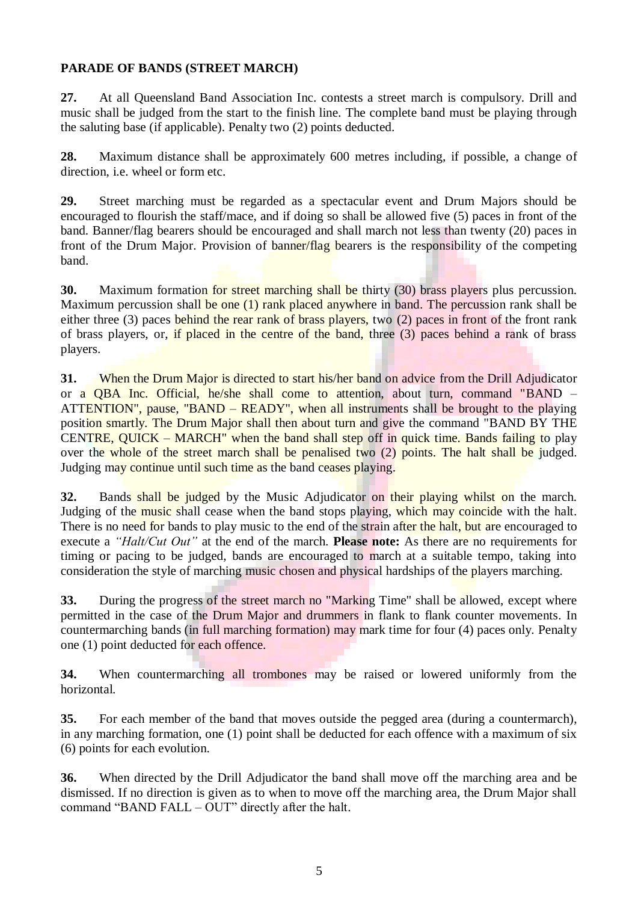**PARADE OF BANDS (STREET MARCH)**

**27.** At all Queensland Band Association Inc. contests a street march is compulsory. Drill and music shall be judged from the start to the finish line. The complete band must be playing through the saluting base (if applicable). Penalty two (2) points deducted.

**28.** Maximum distance shall be approximately 600 metres including, if possible, a change of direction, i.e. wheel or form etc.

**29.** Street marching must be regarded as a spectacular event and Drum Majors should be encouraged to flourish the staff/mace, and if doing so shall be allowed five (5) paces in front of the band. Banner/flag bearers should be encouraged and shall march not less than twenty (20) paces in front of the Drum Major. Provision of banner/flag bearers is the responsibility of the competing band.

**30.** Maximum formation for street marching shall be thirty (30) brass players plus percussion. Maximum percussion shall be one (1) rank placed anywhere in band. The percussion rank shall be either three (3) paces behind the rear rank of brass players, two (2) paces in front of the front rank of brass players, or, if placed in the centre of the band, three (3) paces behind a rank of brass players.

**31.** When the Drum Major is directed to start his/her band on advice from the Drill Adjudicator or a QBA Inc. Official, he/she shall come to attention, about turn, command "BAND – ATTENTION", pause, "BAND – READY", when all instruments shall be brought to the playing position smartly. The Drum Major shall then about turn and give the command "BAND BY THE CENTRE, QUICK – MARCH" when the band shall step off in quick time. Bands failing to play over the whole of the street march shall be penalised two (2) points. The halt shall be judged. Judging may continue until such time as the band ceases playing.

**32.** Bands shall be judged by the Music Adjudicator on their playing whilst on the march. Judging of the music shall cease when the band stops playing, which may coincide with the halt. There is no need for bands to play music to the end of the strain after the halt, but are encouraged to execute a *"Halt/Cut Out"* at the end of the march. **Please note:** As there are no requirements for timing or pacing to be judged, bands are encouraged to march at a suitable tempo, taking into consideration the style of marching music chosen and physical hardships of the players marching.

**33.** During the progress of the street march no "Marking Time" shall be allowed, except where permitted in the case of the Drum Major and drummers in flank to flank counter movements. In countermarching bands (in full marching formation) may mark time for four (4) paces only. Penalty one (1) point deducted for each offence.

**34.** When countermarching all trombones may be raised or lowered uniformly from the horizontal.

**35.** For each member of the band that moves outside the pegged area (during a countermarch), in any marching formation, one (1) point shall be deducted for each offence with a maximum of six (6) points for each evolution.

**36.** When directed by the Drill Adjudicator the band shall move off the marching area and be dismissed. If no direction is given as to when to move off the marching area, the Drum Major shall command "BAND FALL – OUT" directly after the halt.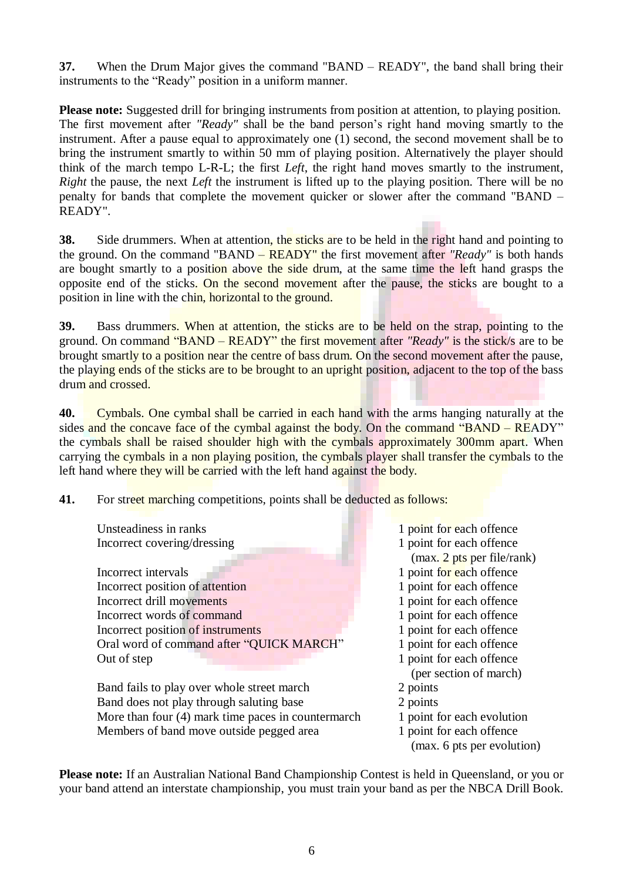**37.** When the Drum Major gives the command "BAND – READY", the band shall bring their instruments to the "Ready" position in a uniform manner.

**Please note:** Suggested drill for bringing instruments from position at attention, to playing position. The first movement after *"Ready"* shall be the band person's right hand moving smartly to the instrument. After a pause equal to approximately one (1) second, the second movement shall be to bring the instrument smartly to within 50 mm of playing position. Alternatively the player should think of the march tempo L-R-L; the first *Left*, the right hand moves smartly to the instrument, *Right* the pause, the next *Left* the instrument is lifted up to the playing position. There will be no penalty for bands that complete the movement quicker or slower after the command "BAND – READY".

**38.** Side drummers. When at attention, the sticks are to be held in the right hand and pointing to the ground. On the command "BAND – READY" the first movement after *"Ready"* is both hands are bought smartly to a position above the side drum, at the same time the left hand grasps the opposite end of the sticks. On the second movement after the pause, the sticks are bought to a position in line with the chin, horizontal to the ground.

**39.** Bass drummers. When at attention, the sticks are to be held on the strap, pointing to the ground. On command "BAND – READY" the first movement after *"Ready"* is the stick/s are to be brought smartly to a position near the centre of bass drum. On the second movement after the pause, the playing ends of the sticks are to be brought to an upright position, adjacent to the top of the bass drum and crossed.

**40.** Cymbals. One cymbal shall be carried in each hand with the arms hanging naturally at the sides and the concave face of the cymbal against the body. On the command "BAND – READY" the cymbals shall be raised shoulder high with the cymbals approximately 300mm apart. When carrying the cymbals in a non playing position, the cymbals player shall transfer the cymbals to the left hand where they will be carried with the left hand against the body.

**41.** For street marching competitions, points shall be deducted as follows:

| Offence | Deduction |
|---|---|
| Unsteadiness in ranks | 1 point for each offence |
| Incorrect covering/dressing | 1 point for each offence (max. 2 pts per file/rank) |
| Incorrect intervals | 1 point for each offence |
| Incorrect position of attention | 1 point for each offence |
| Incorrect drill movements | 1 point for each offence |
| Incorrect words of command | 1 point for each offence |
| Incorrect position of instruments | 1 point for each offence |
| Oral word of command after "QUICK MARCH" | 1 point for each offence |
| Out of step | 1 point for each offence (per section of march) |
| Band fails to play over whole street march | 2 points |
| Band does not play through saluting base | 2 points |
| More than four (4) mark time paces in countermarch | 1 point for each evolution |
| Members of band move outside pegged area | 1 point for each offence (max. 6 pts per evolution) |

**Please note:** If an Australian National Band Championship Contest is held in Queensland, or you or your band attend an interstate championship, you must train your band as per the NBCA Drill Book.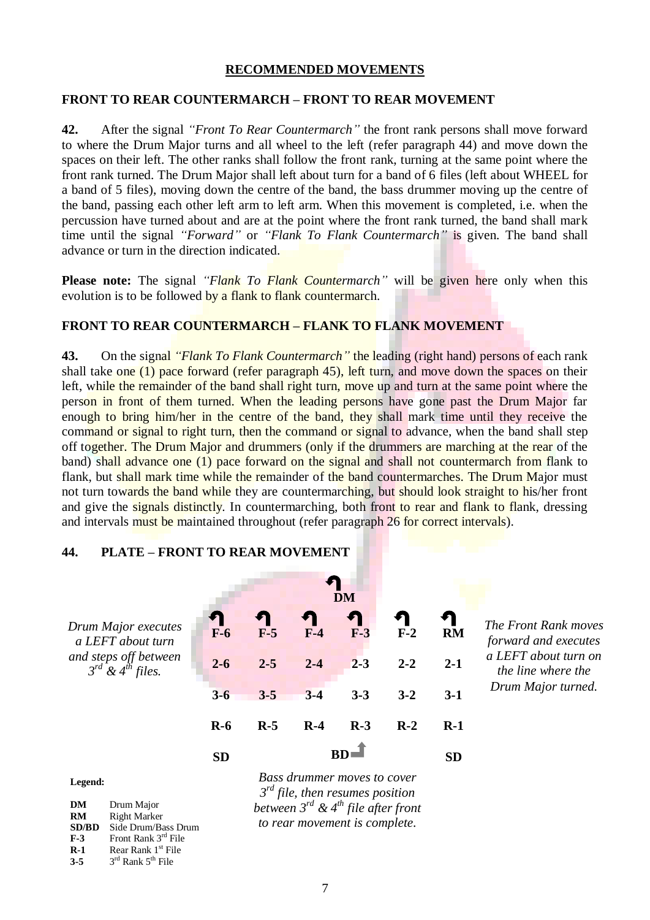## RECOMMENDED MOVEMENTS

### FRONT TO REAR COUNTERMARCH – FRONT TO REAR MOVEMENT

**42.** After the signal *"Front To Rear Countermarch"* the front rank persons shall move forward to where the Drum Major turns and all wheel to the left (refer paragraph 44) and move down the spaces on their left. The other ranks shall follow the front rank, turning at the same point where the front rank turned. The Drum Major shall left about turn for a band of 6 files (left about WHEEL for a band of 5 files), moving down the centre of the band, the bass drummer moving up the centre of the band, passing each other left arm to left arm. When this movement is completed, i.e. when the percussion have turned about and are at the point where the front rank turned, the band shall mark time until the signal *"Forward"* or *"Flank To Flank Countermarch"* is given. The band shall advance or turn in the direction indicated.

**Please note:** The signal *"Flank To Flank Countermarch"* will be given here only when this evolution is to be followed by a flank to flank countermarch.

### FRONT TO REAR COUNTERMARCH – FLANK TO FLANK MOVEMENT

**43.** On the signal *"Flank To Flank Countermarch"* the leading (right hand) persons of each rank shall take one (1) pace forward (refer paragraph 45), left turn, and move down the spaces on their left, while the remainder of the band shall right turn, move up and turn at the same point where the person in front of them turned. When the leading persons have gone past the Drum Major far enough to bring him/her in the centre of the band, they shall mark time until they receive the command or signal to right turn, then the command or signal to advance, when the band shall step off together. The Drum Major and drummers (only if the drummers are marching at the rear of the band) shall advance one (1) pace forward on the signal and shall not countermarch from flank to flank, but shall mark time while the remainder of the band countermarches. The Drum Major must not turn towards the band while they are countermarching, but should look straight to his/her front and give the signals distinctly. In countermarching, both front to rear and flank to flank, dressing and intervals must be maintained throughout (refer paragraph 26 for correct intervals).

### 44. PLATE – FRONT TO REAR MOVEMENT

*Drum Major executes a LEFT about turn and steps off between 3rd & 4th files.*

| | | | DM | | |
|---|---|---|---|---|---|
| F-6 | F-5 | F-4 | F-3 | F-2 | RM |
| 2-6 | 2-5 | 2-4 | 2-3 | 2-2 | 2-1 |
| 3-6 | 3-5 | 3-4 | 3-3 | 3-2 | 3-1 |
| R-6 | R-5 | R-4 | R-3 | R-2 | R-1 |
| SD | | | BD | | SD |

*The Front Rank moves forward and executes a LEFT about turn on the line where the Drum Major turned.*

*Bass drummer moves to cover 3rd file, then resumes position between 3rd & 4th file after front to rear movement is complete.*

**Legend:**

- **DM** Drum Major
- **RM** Right Marker
- **SD/BD** Side Drum/Bass Drum
- **F-3** Front Rank 3rd File
- **R-1** Rear Rank 1st File
- **3-5** 3rd Rank 5th File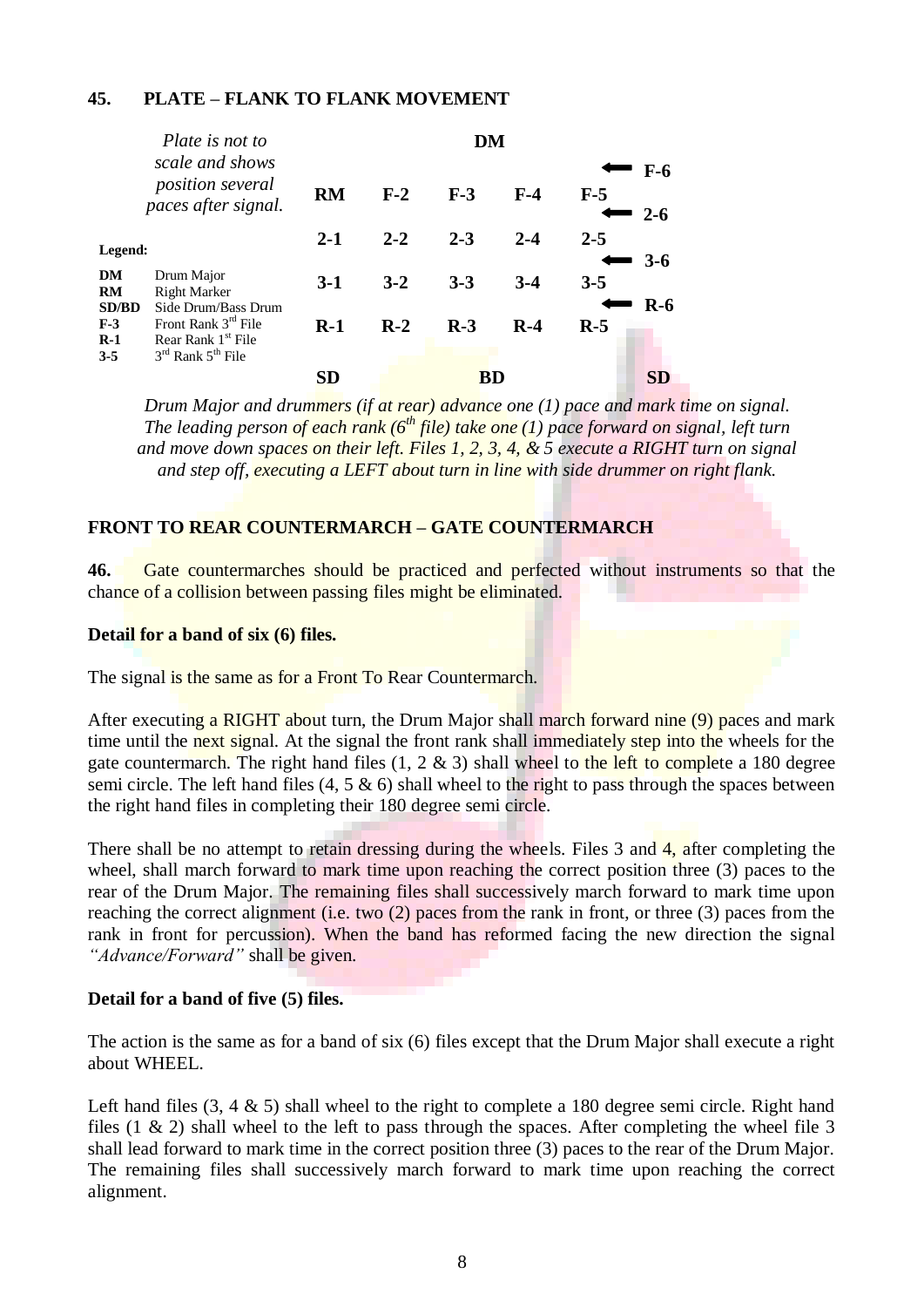**45. PLATE – FLANK TO FLANK MOVEMENT**

*Plate is not to scale and shows position several paces after signal.*

| | | DM | | | |
|---|---|---|---|---|---|
| | | | | | ⬅ F-6 |
| RM | F-2 | F-3 | F-4 | F-5 | ⬅ 2-6 |
| 2-1 | 2-2 | 2-3 | 2-4 | 2-5 | ⬅ 3-6 |
| 3-1 | 3-2 | 3-3 | 3-4 | 3-5 | ⬅ R-6 |
| R-1 | R-2 | R-3 | R-4 | R-5 | |
| SD | | BD | | | SD |

**Legend:**

- **DM** Drum Major
- **RM** Right Marker
- **SD/BD** Side Drum/Bass Drum
- **F-3** Front Rank 3rd File
- **R-1** Rear Rank 1st File
- **3-5** 3rd Rank 5th File

*Drum Major and drummers (if at rear) advance one (1) pace and mark time on signal. The leading person of each rank (6th file) take one (1) pace forward on signal, left turn and move down spaces on their left. Files 1, 2, 3, 4, & 5 execute a RIGHT turn on signal and step off, executing a LEFT about turn in line with side drummer on right flank.*

**FRONT TO REAR COUNTERMARCH – GATE COUNTERMARCH**

**46.** Gate countermarches should be practiced and perfected without instruments so that the chance of a collision between passing files might be eliminated.

**Detail for a band of six (6) files.**

The signal is the same as for a Front To Rear Countermarch.

After executing a RIGHT about turn, the Drum Major shall march forward nine (9) paces and mark time until the next signal. At the signal the front rank shall immediately step into the wheels for the gate countermarch. The right hand files (1, 2 & 3) shall wheel to the left to complete a 180 degree semi circle. The left hand files (4, 5 & 6) shall wheel to the right to pass through the spaces between the right hand files in completing their 180 degree semi circle.

There shall be no attempt to retain dressing during the wheels. Files 3 and 4, after completing the wheel, shall march forward to mark time upon reaching the correct position three (3) paces to the rear of the Drum Major. The remaining files shall successively march forward to mark time upon reaching the correct alignment (i.e. two (2) paces from the rank in front, or three (3) paces from the rank in front for percussion). When the band has reformed facing the new direction the signal *"Advance/Forward"* shall be given.

**Detail for a band of five (5) files.**

The action is the same as for a band of six (6) files except that the Drum Major shall execute a right about WHEEL.

Left hand files (3, 4 & 5) shall wheel to the right to complete a 180 degree semi circle. Right hand files (1 & 2) shall wheel to the left to pass through the spaces. After completing the wheel file 3 shall lead forward to mark time in the correct position three (3) paces to the rear of the Drum Major. The remaining files shall successively march forward to mark time upon reaching the correct alignment.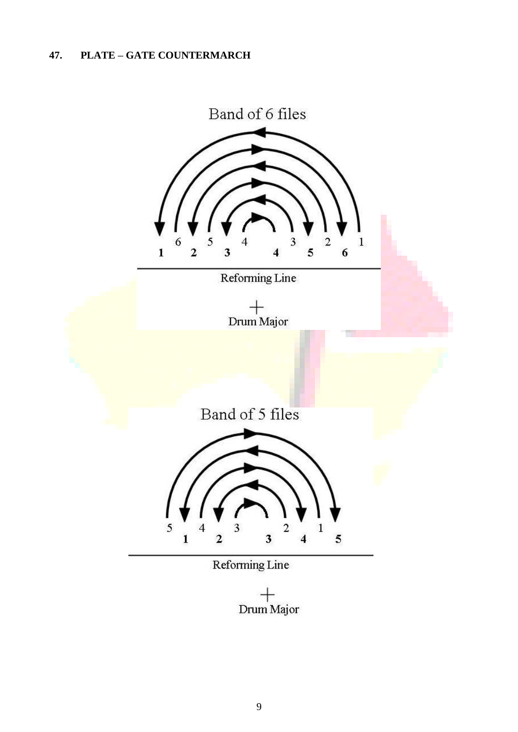**47. PLATE – GATE COUNTERMARCH**

Band of 6 files

6 5 4 3 2 1

1 2 3 4 5 6

Reforming Line

Drum Major

Band of 5 files

5 4 3 2 1

1 2 3 4 5

Reforming Line

Drum Major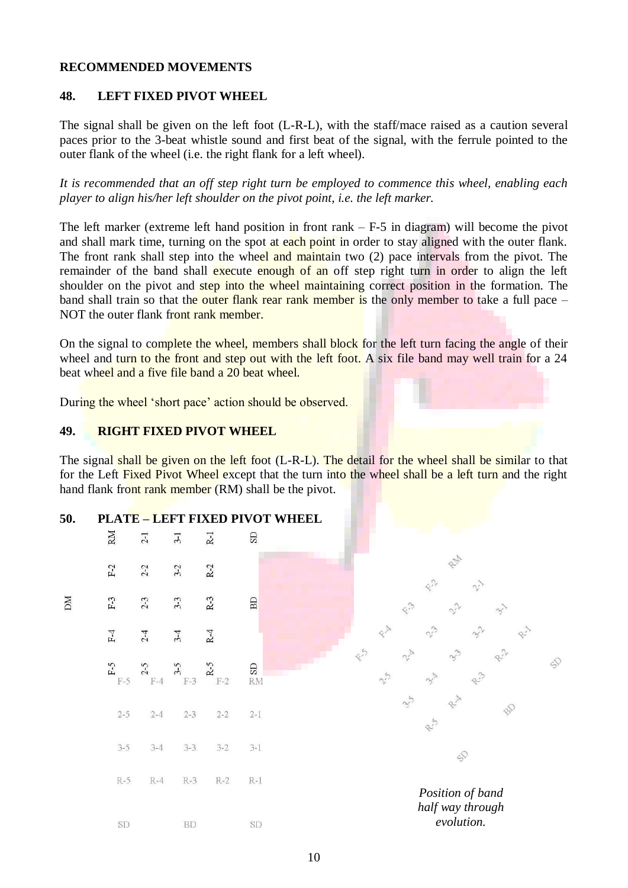## RECOMMENDED MOVEMENTS

### 48. LEFT FIXED PIVOT WHEEL

The signal shall be given on the left foot (L-R-L), with the staff/mace raised as a caution several paces prior to the 3-beat whistle sound and first beat of the signal, with the ferrule pointed to the outer flank of the wheel (i.e. the right flank for a left wheel).

*It is recommended that an off step right turn be employed to commence this wheel, enabling each player to align his/her left shoulder on the pivot point, i.e. the left marker.*

The left marker (extreme left hand position in front rank – F-5 in diagram) will become the pivot and shall mark time, turning on the spot at each point in order to stay aligned with the outer flank. The front rank shall step into the wheel and maintain two (2) pace intervals from the pivot. The remainder of the band shall execute enough of an off step right turn in order to align the left shoulder on the pivot and step into the wheel maintaining correct position in the formation. The band shall train so that the outer flank rear rank member is the only member to take a full pace – NOT the outer flank front rank member.

On the signal to complete the wheel, members shall block for the left turn facing the angle of their wheel and turn to the front and step out with the left foot. A six file band may well train for a 24 beat wheel and a five file band a 20 beat wheel.

During the wheel 'short pace' action should be observed.

### 49. RIGHT FIXED PIVOT WHEEL

The signal shall be given on the left foot (L-R-L). The detail for the wheel shall be similar to that for the Left Fixed Pivot Wheel except that the turn into the wheel shall be a left turn and the right hand flank front rank member (RM) shall be the pivot.

### 50. PLATE – LEFT FIXED PIVOT WHEEL

| | | | | | |
|---|---|---|---|---|---|
| | RM | 2-1 | 3-1 | R-1 | SD |
| | F-2 | 2-2 | 3-2 | R-2 | |
| DM | F-3 | 2-3 | 3-3 | R-3 | BD |
| | F-4 | 2-4 | 3-4 | R-4 | |
| | F-5 | 2-5 | 3-5 | R-5 | SD |

| | | | | |
|---|---|---|---|---|
| F-5 | F-4 | F-3 | F-2 | RM |
| 2-5 | 2-4 | 2-3 | 2-2 | 2-1 |
| 3-5 | 3-4 | 3-3 | 3-2 | 3-1 |
| R-5 | R-4 | R-3 | R-2 | R-1 |
| SD | | BD | | SD |

*Position of band half way through evolution.*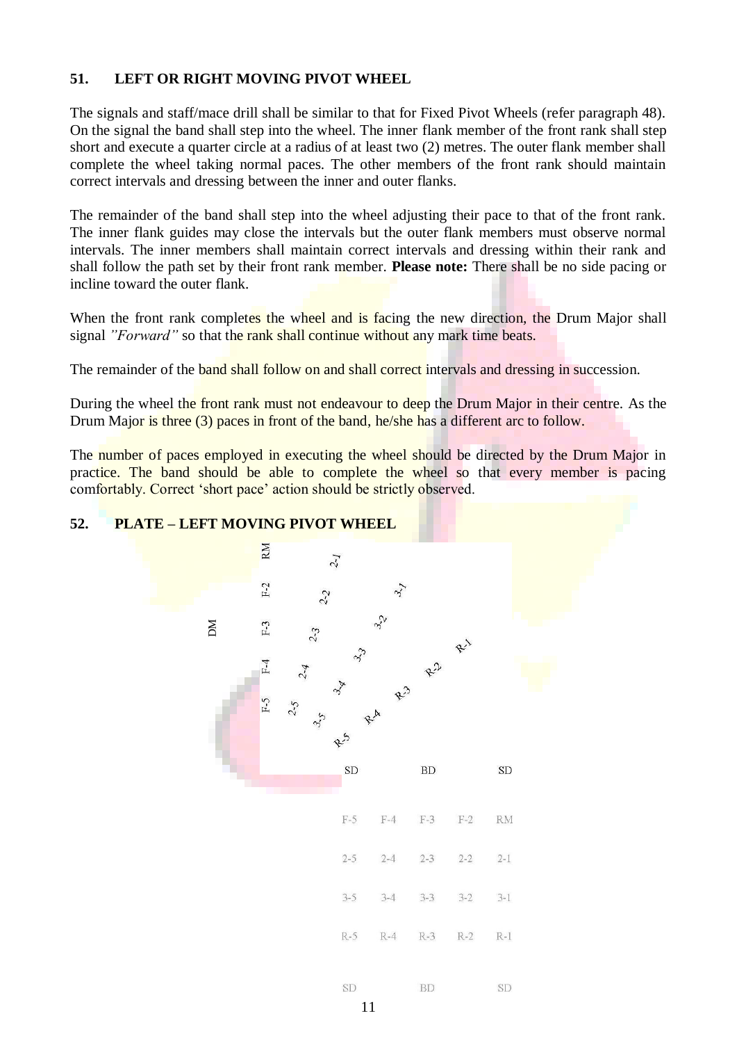## 51. LEFT OR RIGHT MOVING PIVOT WHEEL

The signals and staff/mace drill shall be similar to that for Fixed Pivot Wheels (refer paragraph 48). On the signal the band shall step into the wheel. The inner flank member of the front rank shall step short and execute a quarter circle at a radius of at least two (2) metres. The outer flank member shall complete the wheel taking normal paces. The other members of the front rank should maintain correct intervals and dressing between the inner and outer flanks.

The remainder of the band shall step into the wheel adjusting their pace to that of the front rank. The inner flank guides may close the intervals but the outer flank members must observe normal intervals. The inner members shall maintain correct intervals and dressing within their rank and shall follow the path set by their front rank member. **Please note:** There shall be no side pacing or incline toward the outer flank.

When the front rank completes the wheel and is facing the new direction, the Drum Major shall signal *"Forward"* so that the rank shall continue without any mark time beats.

The remainder of the band shall follow on and shall correct intervals and dressing in succession.

During the wheel the front rank must not endeavour to deep the Drum Major in their centre. As the Drum Major is three (3) paces in front of the band, he/she has a different arc to follow.

The number of paces employed in executing the wheel should be directed by the Drum Major in practice. The band should be able to complete the wheel so that every member is pacing comfortably. Correct 'short pace' action should be strictly observed.

## 52. PLATE – LEFT MOVING PIVOT WHEEL

DM

RM F-2 F-3 F-4 F-5

2-1 2-2 2-3 2-4 2-5

3-1 3-2 3-3 3-4 3-5

R-1 R-2 R-3 R-4 R-5

| SD | | BD | | SD |
|---|---|---|---|---|
| F-5 | F-4 | F-3 | F-2 | RM |
| 2-5 | 2-4 | 2-3 | 2-2 | 2-1 |
| 3-5 | 3-4 | 3-3 | 3-2 | 3-1 |
| R-5 | R-4 | R-3 | R-2 | R-1 |
| SD | | BD | | SD |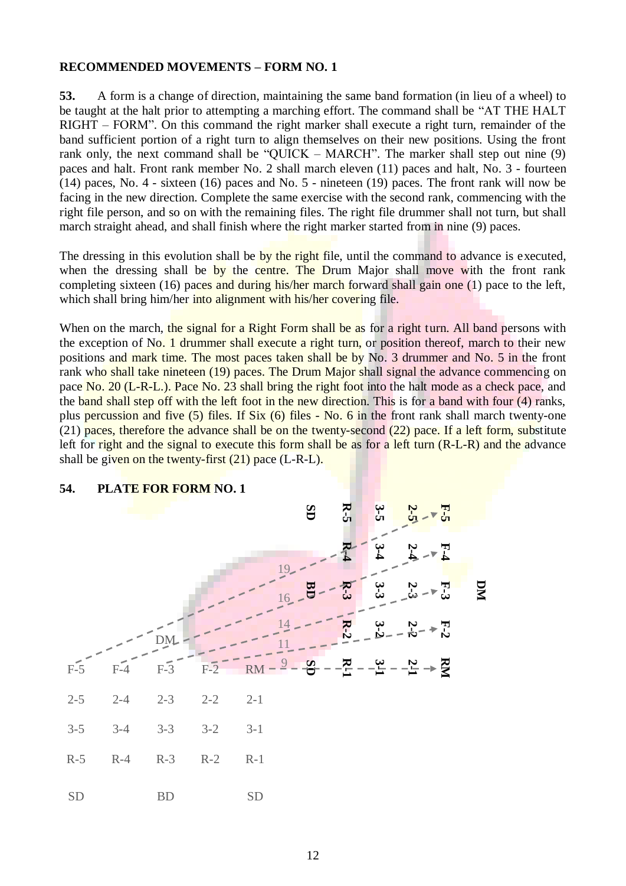**RECOMMENDED MOVEMENTS – FORM NO. 1**

**53.** A form is a change of direction, maintaining the same band formation (in lieu of a wheel) to be taught at the halt prior to attempting a marching effort. The command shall be "AT THE HALT RIGHT – FORM". On this command the right marker shall execute a right turn, remainder of the band sufficient portion of a right turn to align themselves on their new positions. Using the front rank only, the next command shall be "QUICK – MARCH". The marker shall step out nine (9) paces and halt. Front rank member No. 2 shall march eleven (11) paces and halt, No. 3 - fourteen (14) paces, No. 4 - sixteen (16) paces and No. 5 - nineteen (19) paces. The front rank will now be facing in the new direction. Complete the same exercise with the second rank, commencing with the right file person, and so on with the remaining files. The right file drummer shall not turn, but shall march straight ahead, and shall finish where the right marker started from in nine (9) paces.

The dressing in this evolution shall be by the right file, until the command to advance is executed, when the dressing shall be by the centre. The Drum Major shall move with the front rank completing sixteen (16) paces and during his/her march forward shall gain one (1) pace to the left, which shall bring him/her into alignment with his/her covering file.

When on the march, the signal for a Right Form shall be as for a right turn. All band persons with the exception of No. 1 drummer shall execute a right turn, or position thereof, march to their new positions and mark time. The most paces taken shall be by No. 3 drummer and No. 5 in the front rank who shall take nineteen (19) paces. The Drum Major shall signal the advance commencing on pace No. 20 (L-R-L.). Pace No. 23 shall bring the right foot into the halt mode as a check pace, and the band shall step off with the left foot in the new direction. This is for a band with four (4) ranks, plus percussion and five (5) files. If Six (6) files - No. 6 in the front rank shall march twenty-one (21) paces, therefore the advance shall be on the twenty-second (22) pace. If a left form, substitute left for right and the signal to execute this form shall be as for a left turn (R-L-R) and the advance shall be given on the twenty-first (21) pace (L-R-L).

**54. PLATE FOR FORM NO. 1**

Starting formation (before the form):

| | | | | |
|---|---|---|---|---|
| | | DM | | |
| F-5 | F-4 | F-3 | F-2 | RM |
| 2-5 | 2-4 | 2-3 | 2-2 | 2-1 |
| 3-5 | 3-4 | 3-3 | 3-2 | 3-1 |
| R-5 | R-4 | R-3 | R-2 | R-1 |
| SD | | BD | | SD |

Paces marched by the front rank: RM - 9, F-2 - 11, F-3 - 14, F-4 - 16, F-5 - 19.

Final formation (after the form, facing the new direction):

| | | | | |
|---|---|---|---|---|
| SD | R-5 | 3-5 | 2-5 | F-5 |
| | R-4 | 3-4 | 2-4 | F-4 |
| BD | R-3 | 3-3 | 2-3 | F-3 | DM |
| | R-2 | 3-2 | 2-2 | F-2 |
| SD | R-1 | 3-1 | 2-1 | RM |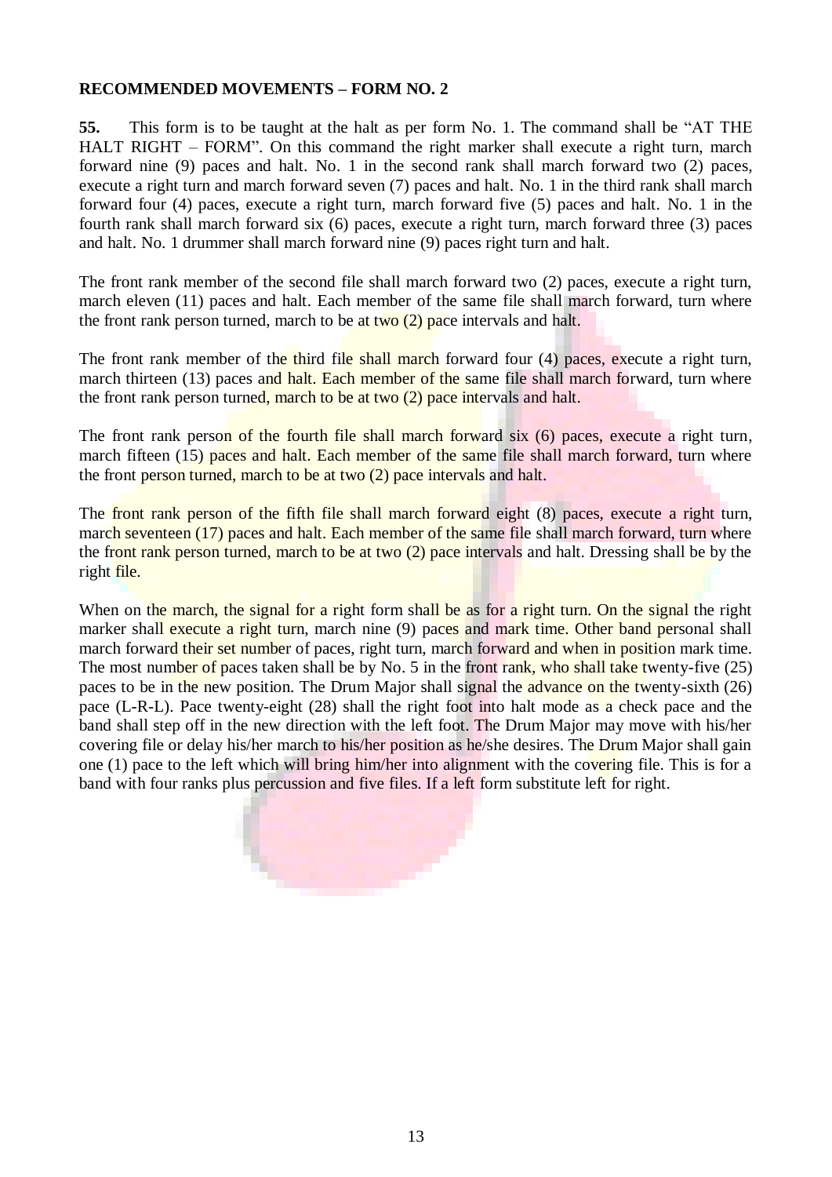**RECOMMENDED MOVEMENTS – FORM NO. 2**

**55.** This form is to be taught at the halt as per form No. 1. The command shall be "AT THE HALT RIGHT – FORM". On this command the right marker shall execute a right turn, march forward nine (9) paces and halt. No. 1 in the second rank shall march forward two (2) paces, execute a right turn and march forward seven (7) paces and halt. No. 1 in the third rank shall march forward four (4) paces, execute a right turn, march forward five (5) paces and halt. No. 1 in the fourth rank shall march forward six (6) paces, execute a right turn, march forward three (3) paces and halt. No. 1 drummer shall march forward nine (9) paces right turn and halt.

The front rank member of the second file shall march forward two (2) paces, execute a right turn, march eleven (11) paces and halt. Each member of the same file shall march forward, turn where the front rank person turned, march to be at two (2) pace intervals and halt.

The front rank member of the third file shall march forward four (4) paces, execute a right turn, march thirteen (13) paces and halt. Each member of the same file shall march forward, turn where the front rank person turned, march to be at two (2) pace intervals and halt.

The front rank person of the fourth file shall march forward six (6) paces, execute a right turn, march fifteen (15) paces and halt. Each member of the same file shall march forward, turn where the front person turned, march to be at two (2) pace intervals and halt.

The front rank person of the fifth file shall march forward eight (8) paces, execute a right turn, march seventeen (17) paces and halt. Each member of the same file shall march forward, turn where the front rank person turned, march to be at two (2) pace intervals and halt. Dressing shall be by the right file.

When on the march, the signal for a right form shall be as for a right turn. On the signal the right marker shall execute a right turn, march nine (9) paces and mark time. Other band personal shall march forward their set number of paces, right turn, march forward and when in position mark time. The most number of paces taken shall be by No. 5 in the front rank, who shall take twenty-five (25) paces to be in the new position. The Drum Major shall signal the advance on the twenty-sixth (26) pace (L-R-L). Pace twenty-eight (28) shall the right foot into halt mode as a check pace and the band shall step off in the new direction with the left foot. The Drum Major may move with his/her covering file or delay his/her march to his/her position as he/she desires. The Drum Major shall gain one (1) pace to the left which will bring him/her into alignment with the covering file. This is for a band with four ranks plus percussion and five files. If a left form substitute left for right.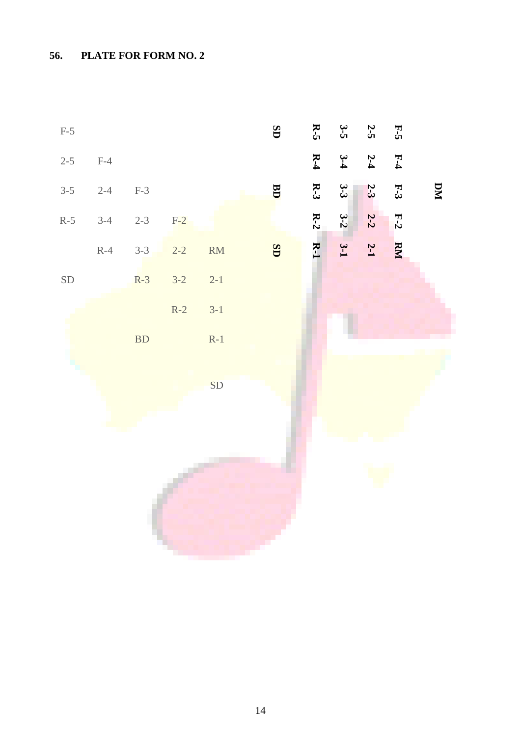## 56. PLATE FOR FORM NO. 2

| | | | | |
|---|---|---|---|---|
| F-5 | | | | |
| 2-5 | F-4 | | | |
| 3-5 | 2-4 | F-3 | | |
| R-5 | 3-4 | 2-3 | F-2 | |
| | R-4 | 3-3 | 2-2 | RM |
| SD | | R-3 | 3-2 | 2-1 |
| | | | R-2 | 3-1 |
| | | BD | | R-1 |
| | | | | SD |

| SD | | BD | | SD |
|---|---|---|---|---|
| R-5 | R-4 | R-3 | R-2 | R-1 |
| 3-5 | 3-4 | 3-3 | 3-2 | 3-1 |
| 2-5 | 2-4 | 2-3 | 2-2 | 2-1 |
| F-5 | F-4 | F-3 | F-2 | RM |

DM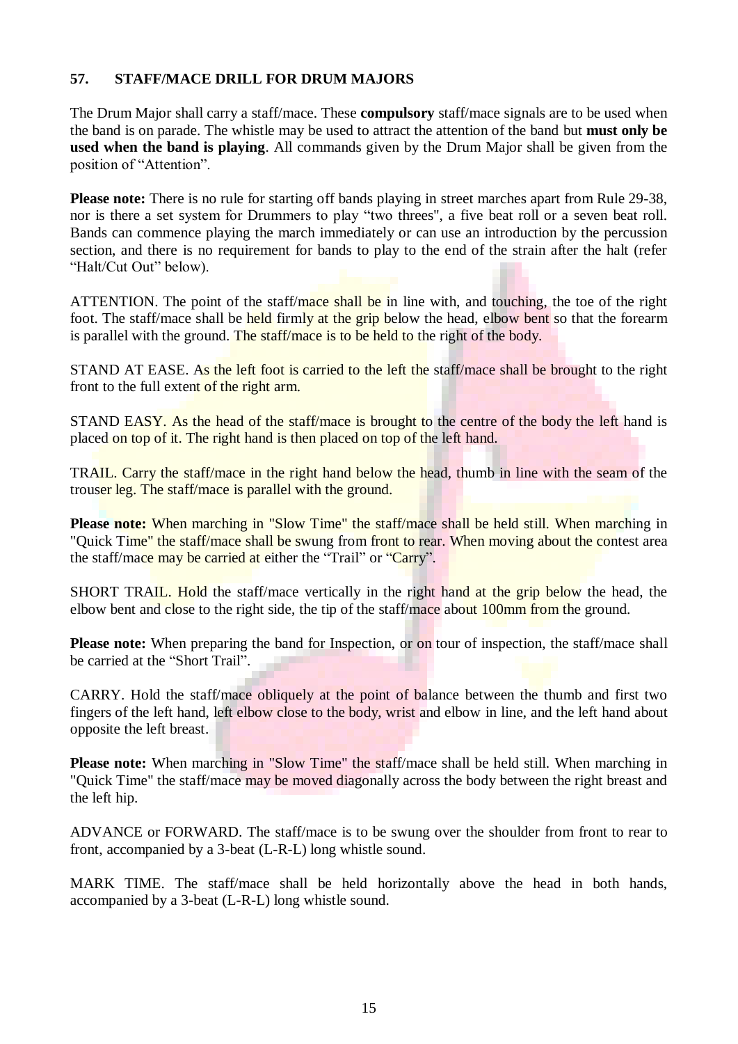## 57. STAFF/MACE DRILL FOR DRUM MAJORS

The Drum Major shall carry a staff/mace. These **compulsory** staff/mace signals are to be used when the band is on parade. The whistle may be used to attract the attention of the band but **must only be used when the band is playing**. All commands given by the Drum Major shall be given from the position of "Attention".

**Please note:** There is no rule for starting off bands playing in street marches apart from Rule 29-38, nor is there a set system for Drummers to play "two threes", a five beat roll or a seven beat roll. Bands can commence playing the march immediately or can use an introduction by the percussion section, and there is no requirement for bands to play to the end of the strain after the halt (refer "Halt/Cut Out" below).

ATTENTION. The point of the staff/mace shall be in line with, and touching, the toe of the right foot. The staff/mace shall be held firmly at the grip below the head, elbow bent so that the forearm is parallel with the ground. The staff/mace is to be held to the right of the body.

STAND AT EASE. As the left foot is carried to the left the staff/mace shall be brought to the right front to the full extent of the right arm.

STAND EASY. As the head of the staff/mace is brought to the centre of the body the left hand is placed on top of it. The right hand is then placed on top of the left hand.

TRAIL. Carry the staff/mace in the right hand below the head, thumb in line with the seam of the trouser leg. The staff/mace is parallel with the ground.

**Please note:** When marching in "Slow Time" the staff/mace shall be held still. When marching in "Quick Time" the staff/mace shall be swung from front to rear. When moving about the contest area the staff/mace may be carried at either the "Trail" or "Carry".

SHORT TRAIL. Hold the staff/mace vertically in the right hand at the grip below the head, the elbow bent and close to the right side, the tip of the staff/mace about 100mm from the ground.

**Please note:** When preparing the band for Inspection, or on tour of inspection, the staff/mace shall be carried at the "Short Trail".

CARRY. Hold the staff/mace obliquely at the point of balance between the thumb and first two fingers of the left hand, left elbow close to the body, wrist and elbow in line, and the left hand about opposite the left breast.

**Please note:** When marching in "Slow Time" the staff/mace shall be held still. When marching in "Quick Time" the staff/mace may be moved diagonally across the body between the right breast and the left hip.

ADVANCE or FORWARD. The staff/mace is to be swung over the shoulder from front to rear to front, accompanied by a 3-beat (L-R-L) long whistle sound.

MARK TIME. The staff/mace shall be held horizontally above the head in both hands, accompanied by a 3-beat (L-R-L) long whistle sound.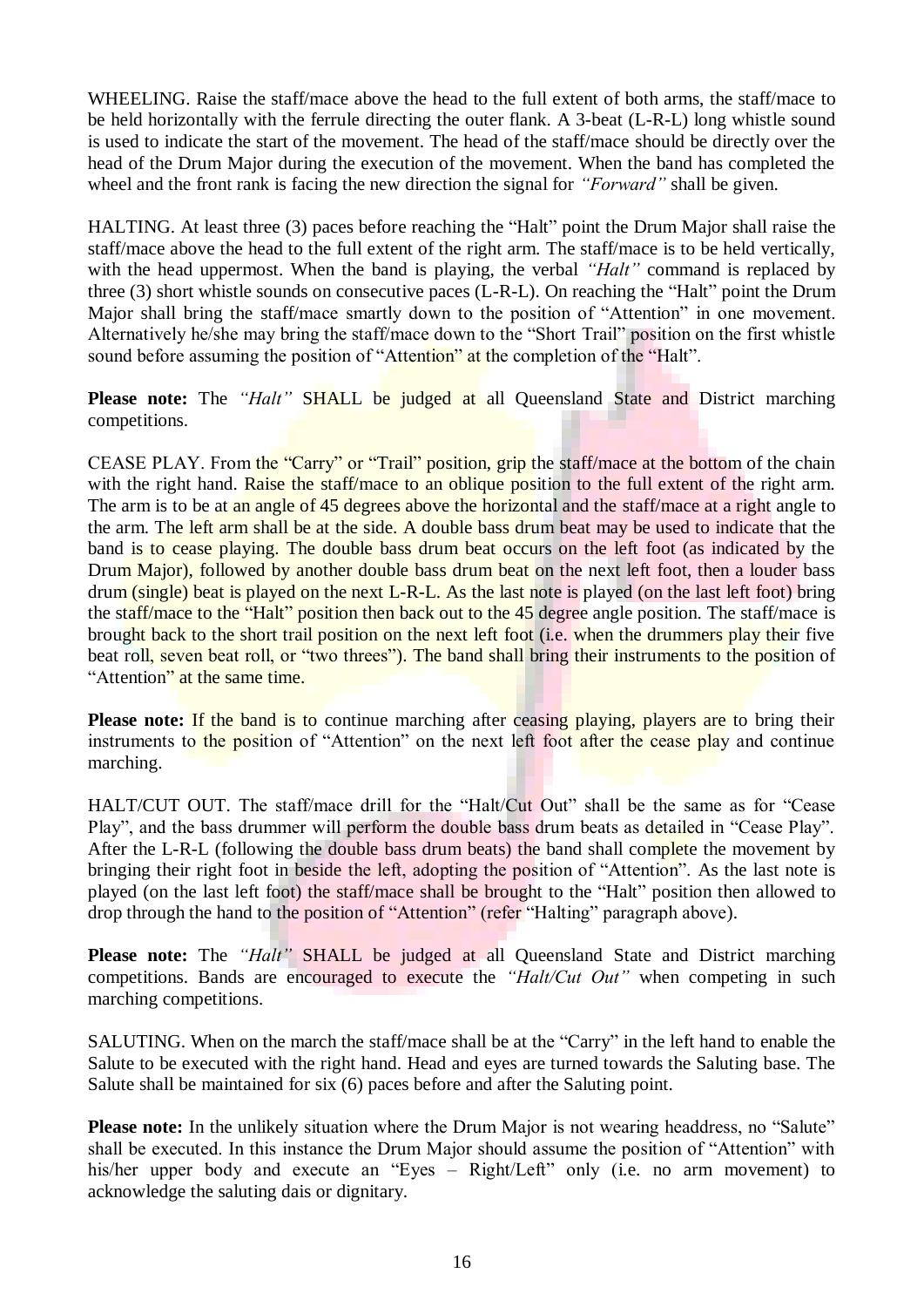WHEELING. Raise the staff/mace above the head to the full extent of both arms, the staff/mace to be held horizontally with the ferrule directing the outer flank. A 3-beat (L-R-L) long whistle sound is used to indicate the start of the movement. The head of the staff/mace should be directly over the head of the Drum Major during the execution of the movement. When the band has completed the wheel and the front rank is facing the new direction the signal for *"Forward"* shall be given.

HALTING. At least three (3) paces before reaching the "Halt" point the Drum Major shall raise the staff/mace above the head to the full extent of the right arm. The staff/mace is to be held vertically, with the head uppermost. When the band is playing, the verbal *"Halt"* command is replaced by three (3) short whistle sounds on consecutive paces (L-R-L). On reaching the "Halt" point the Drum Major shall bring the staff/mace smartly down to the position of "Attention" in one movement. Alternatively he/she may bring the staff/mace down to the "Short Trail" position on the first whistle sound before assuming the position of "Attention" at the completion of the "Halt".

**Please note:** The *"Halt"* SHALL be judged at all Queensland State and District marching competitions.

CEASE PLAY. From the "Carry" or "Trail" position, grip the staff/mace at the bottom of the chain with the right hand. Raise the staff/mace to an oblique position to the full extent of the right arm. The arm is to be at an angle of 45 degrees above the horizontal and the staff/mace at a right angle to the arm. The left arm shall be at the side. A double bass drum beat may be used to indicate that the band is to cease playing. The double bass drum beat occurs on the left foot (as indicated by the Drum Major), followed by another double bass drum beat on the next left foot, then a louder bass drum (single) beat is played on the next L-R-L. As the last note is played (on the last left foot) bring the staff/mace to the "Halt" position then back out to the 45 degree angle position. The staff/mace is brought back to the short trail position on the next left foot (i.e. when the drummers play their five beat roll, seven beat roll, or "two threes"). The band shall bring their instruments to the position of "Attention" at the same time.

**Please note:** If the band is to continue marching after ceasing playing, players are to bring their instruments to the position of "Attention" on the next left foot after the cease play and continue marching.

HALT/CUT OUT. The staff/mace drill for the "Halt/Cut Out" shall be the same as for "Cease Play", and the bass drummer will perform the double bass drum beats as detailed in "Cease Play". After the L-R-L (following the double bass drum beats) the band shall complete the movement by bringing their right foot in beside the left, adopting the position of "Attention". As the last note is played (on the last left foot) the staff/mace shall be brought to the "Halt" position then allowed to drop through the hand to the position of "Attention" (refer "Halting" paragraph above).

**Please note:** The *"Halt"* SHALL be judged at all Queensland State and District marching competitions. Bands are encouraged to execute the *"Halt/Cut Out"* when competing in such marching competitions.

SALUTING. When on the march the staff/mace shall be at the "Carry" in the left hand to enable the Salute to be executed with the right hand. Head and eyes are turned towards the Saluting base. The Salute shall be maintained for six (6) paces before and after the Saluting point.

**Please note:** In the unlikely situation where the Drum Major is not wearing headdress, no "Salute" shall be executed. In this instance the Drum Major should assume the position of "Attention" with his/her upper body and execute an "Eyes – Right/Left" only (i.e. no arm movement) to acknowledge the saluting dais or dignitary.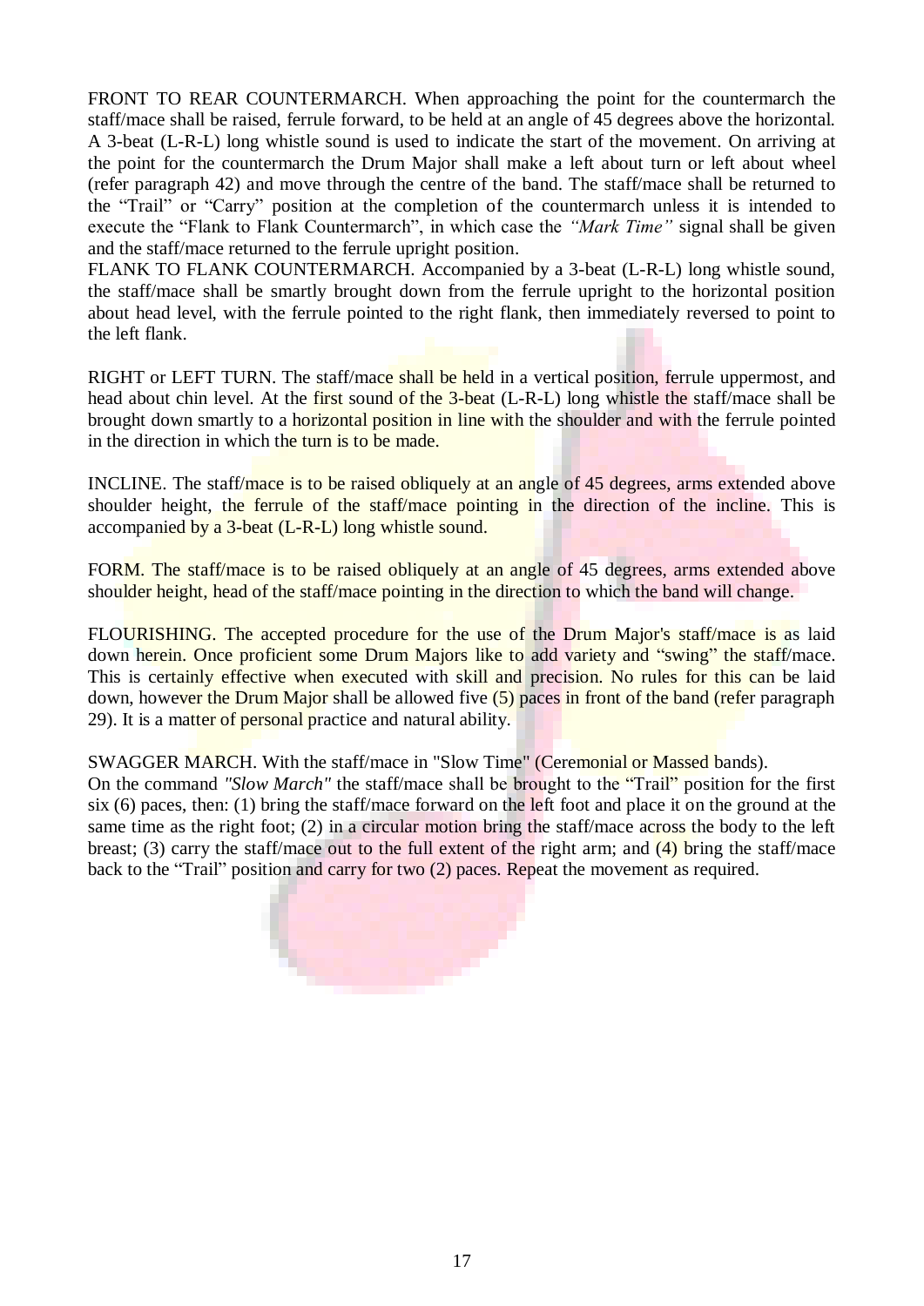FRONT TO REAR COUNTERMARCH. When approaching the point for the countermarch the staff/mace shall be raised, ferrule forward, to be held at an angle of 45 degrees above the horizontal. A 3-beat (L-R-L) long whistle sound is used to indicate the start of the movement. On arriving at the point for the countermarch the Drum Major shall make a left about turn or left about wheel (refer paragraph 42) and move through the centre of the band. The staff/mace shall be returned to the "Trail" or "Carry" position at the completion of the countermarch unless it is intended to execute the "Flank to Flank Countermarch", in which case the *"Mark Time"* signal shall be given and the staff/mace returned to the ferrule upright position.

FLANK TO FLANK COUNTERMARCH. Accompanied by a 3-beat (L-R-L) long whistle sound, the staff/mace shall be smartly brought down from the ferrule upright to the horizontal position about head level, with the ferrule pointed to the right flank, then immediately reversed to point to the left flank.

RIGHT or LEFT TURN. The staff/mace shall be held in a vertical position, ferrule uppermost, and head about chin level. At the first sound of the 3-beat (L-R-L) long whistle the staff/mace shall be brought down smartly to a horizontal position in line with the shoulder and with the ferrule pointed in the direction in which the turn is to be made.

INCLINE. The staff/mace is to be raised obliquely at an angle of 45 degrees, arms extended above shoulder height, the ferrule of the staff/mace pointing in the direction of the incline. This is accompanied by a 3-beat (L-R-L) long whistle sound.

FORM. The staff/mace is to be raised obliquely at an angle of 45 degrees, arms extended above shoulder height, head of the staff/mace pointing in the direction to which the band will change.

FLOURISHING. The accepted procedure for the use of the Drum Major's staff/mace is as laid down herein. Once proficient some Drum Majors like to add variety and "swing" the staff/mace. This is certainly effective when executed with skill and precision. No rules for this can be laid down, however the Drum Major shall be allowed five (5) paces in front of the band (refer paragraph 29). It is a matter of personal practice and natural ability.

SWAGGER MARCH. With the staff/mace in "Slow Time" (Ceremonial or Massed bands).
On the command *"Slow March"* the staff/mace shall be brought to the "Trail" position for the first six (6) paces, then: (1) bring the staff/mace forward on the left foot and place it on the ground at the same time as the right foot; (2) in a circular motion bring the staff/mace across the body to the left breast; (3) carry the staff/mace out to the full extent of the right arm; and (4) bring the staff/mace back to the "Trail" position and carry for two (2) paces. Repeat the movement as required.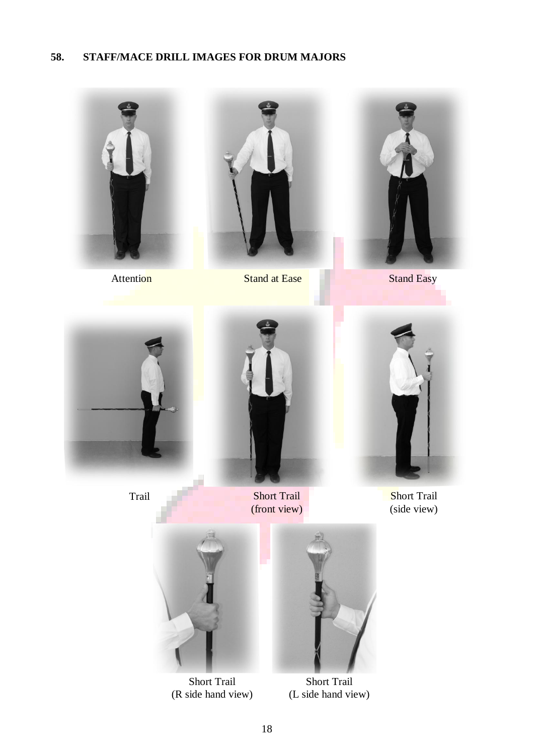## 58. STAFF/MACE DRILL IMAGES FOR DRUM MAJORS

Attention

Stand at Ease

Stand Easy

Trail

Short Trail (front view)

Short Trail (side view)

Short Trail (R side hand view)

Short Trail (L side hand view)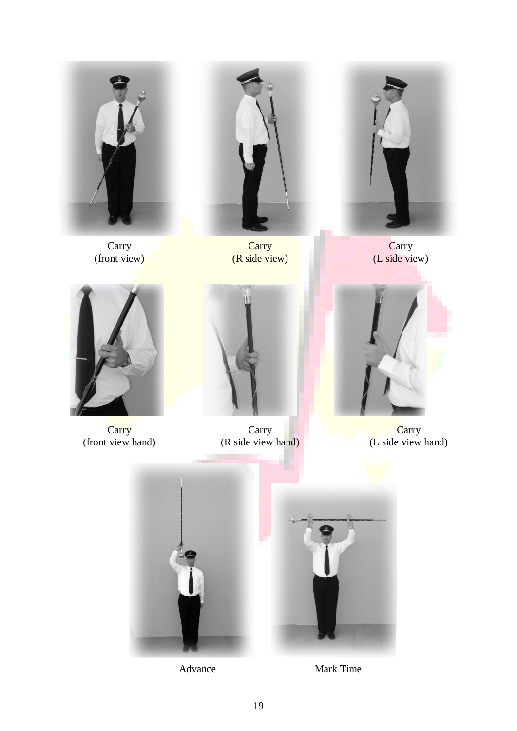Carry
(front view)

Carry
(R side view)

Carry
(L side view)

Carry
(front view hand)

Carry
(R side view hand)

Carry
(L side view hand)

Advance

Mark Time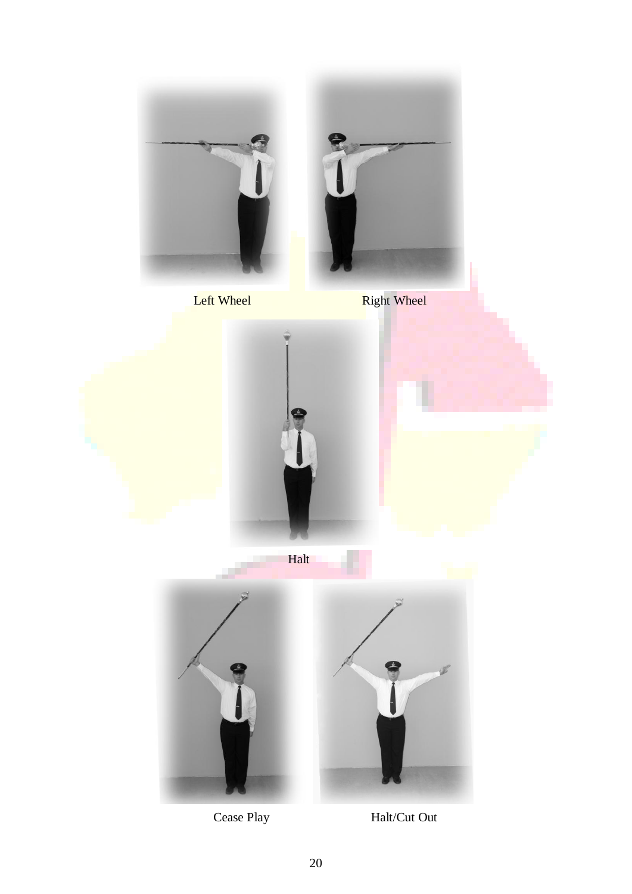Left Wheel

Right Wheel

Halt

Cease Play

Halt/Cut Out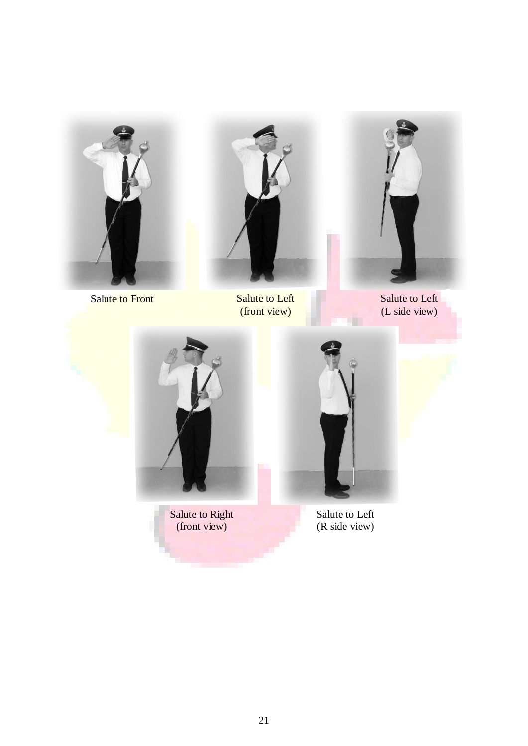Salute to Front

Salute to Left
(front view)

Salute to Left
(L side view)

Salute to Right
(front view)

Salute to Left
(R side view)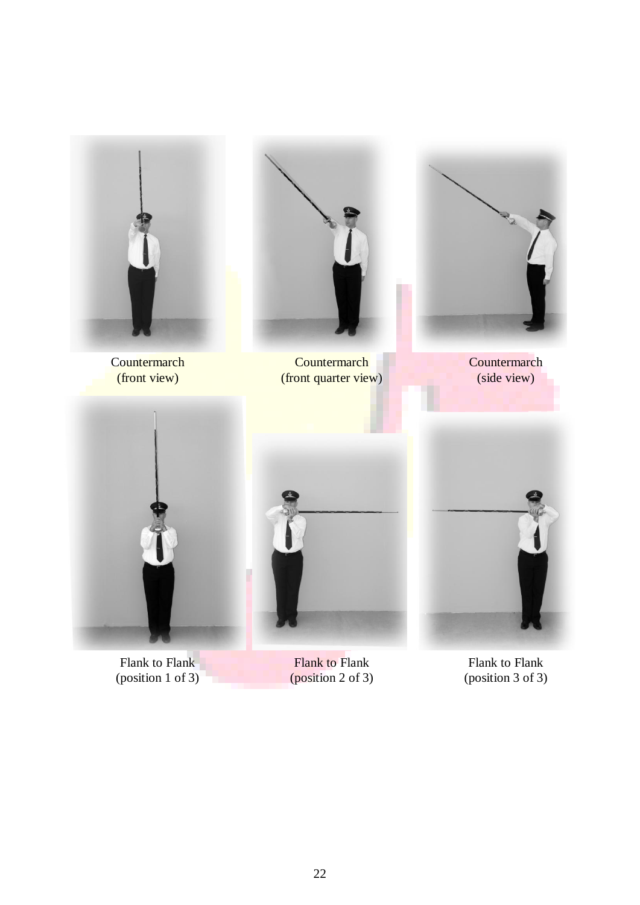Countermarch
(front view)

Countermarch
(front quarter view)

Countermarch
(side view)

Flank to Flank
(position 1 of 3)

Flank to Flank
(position 2 of 3)

Flank to Flank
(position 3 of 3)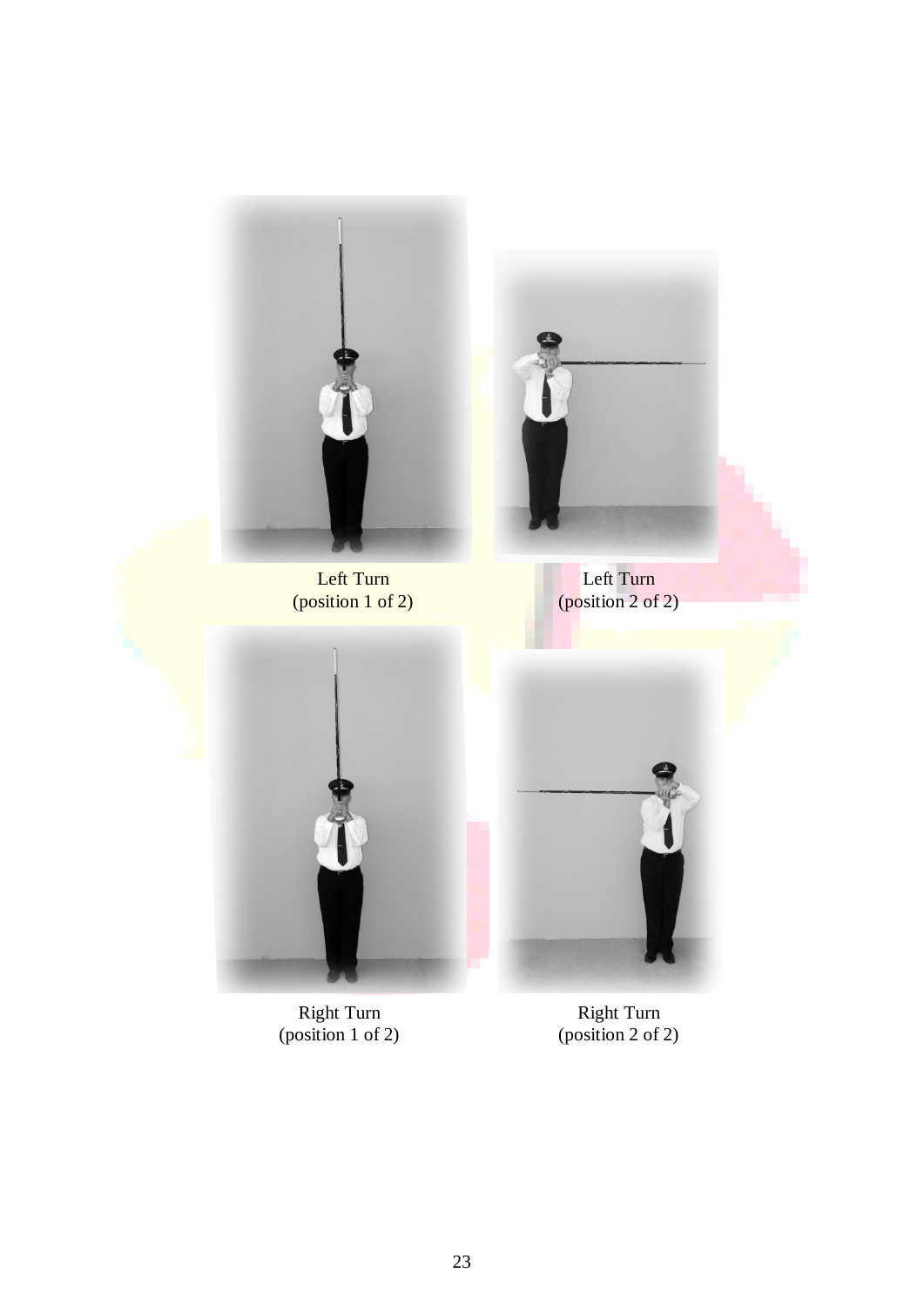Left Turn
(position 1 of 2)

Left Turn
(position 2 of 2)

Right Turn
(position 1 of 2)

Right Turn
(position 2 of 2)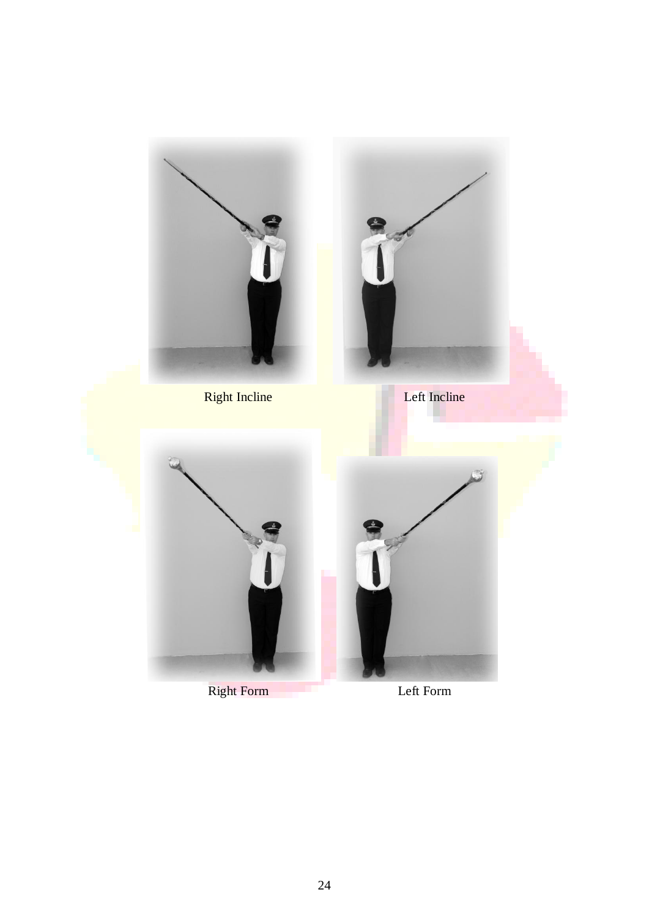Right Incline

Left Incline

Right Form

Left Form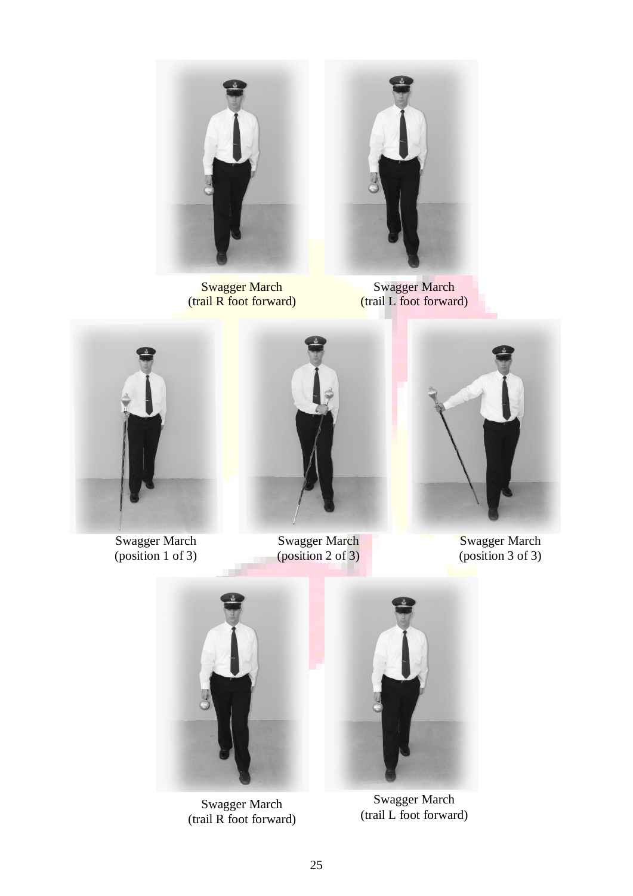Swagger March
(trail R foot forward)

Swagger March
(trail L foot forward)

Swagger March
(position 1 of 3)

Swagger March
(position 2 of 3)

Swagger March
(position 3 of 3)

Swagger March
(trail R foot forward)

Swagger March
(trail L foot forward)